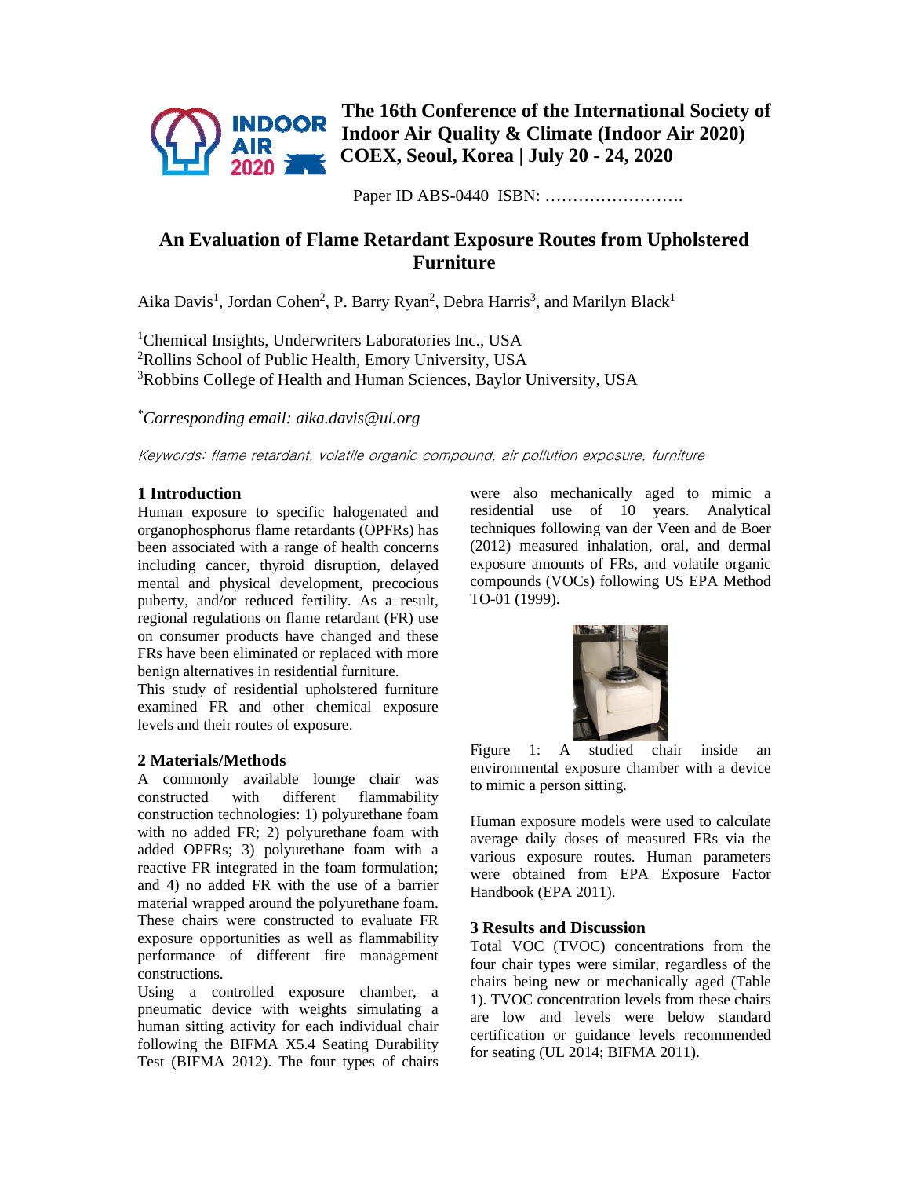The 16th Conference of the International Society of Indoor Air Quality & Climate (Indoor Air 2020)
COEX, Seoul, Korea | July 20 - 24, 2020

Paper ID ABS-0440 ISBN: …………………….

# An Evaluation of Flame Retardant Exposure Routes from Upholstered Furniture

Aika Davis[1], Jordan Cohen[2], P. Barry Ryan[2], Debra Harris[3], and Marilyn Black[1]

[1]Chemical Insights, Underwriters Laboratories Inc., USA
[2]Rollins School of Public Health, Emory University, USA
[3]Robbins College of Health and Human Sciences, Baylor University, USA

[*]*Corresponding email: aika.davis@ul.org*

*Keywords: flame retardant, volatile organic compound, air pollution exposure, furniture*

## 1 Introduction

Human exposure to specific halogenated and organophosphorus flame retardants (OPFRs) has been associated with a range of health concerns including cancer, thyroid disruption, delayed mental and physical development, precocious puberty, and/or reduced fertility. As a result, regional regulations on flame retardant (FR) use on consumer products have changed and these FRs have been eliminated or replaced with more benign alternatives in residential furniture.

This study of residential upholstered furniture examined FR and other chemical exposure levels and their routes of exposure.

## 2 Materials/Methods

A commonly available lounge chair was constructed with different flammability construction technologies: 1) polyurethane foam with no added FR; 2) polyurethane foam with added OPFRs; 3) polyurethane foam with a reactive FR integrated in the foam formulation; and 4) no added FR with the use of a barrier material wrapped around the polyurethane foam. These chairs were constructed to evaluate FR exposure opportunities as well as flammability performance of different fire management constructions.

Using a controlled exposure chamber, a pneumatic device with weights simulating a human sitting activity for each individual chair following the BIFMA X5.4 Seating Durability Test (BIFMA 2012). The four types of chairs were also mechanically aged to mimic a residential use of 10 years. Analytical techniques following van der Veen and de Boer (2012) measured inhalation, oral, and dermal exposure amounts of FRs, and volatile organic compounds (VOCs) following US EPA Method TO-01 (1999).

Figure 1: A studied chair inside an environmental exposure chamber with a device to mimic a person sitting.

Human exposure models were used to calculate average daily doses of measured FRs via the various exposure routes. Human parameters were obtained from EPA Exposure Factor Handbook (EPA 2011).

## 3 Results and Discussion

Total VOC (TVOC) concentrations from the four chair types were similar, regardless of the chairs being new or mechanically aged (Table 1). TVOC concentration levels from these chairs are low and levels were below standard certification or guidance levels recommended for seating (UL 2014; BIFMA 2011).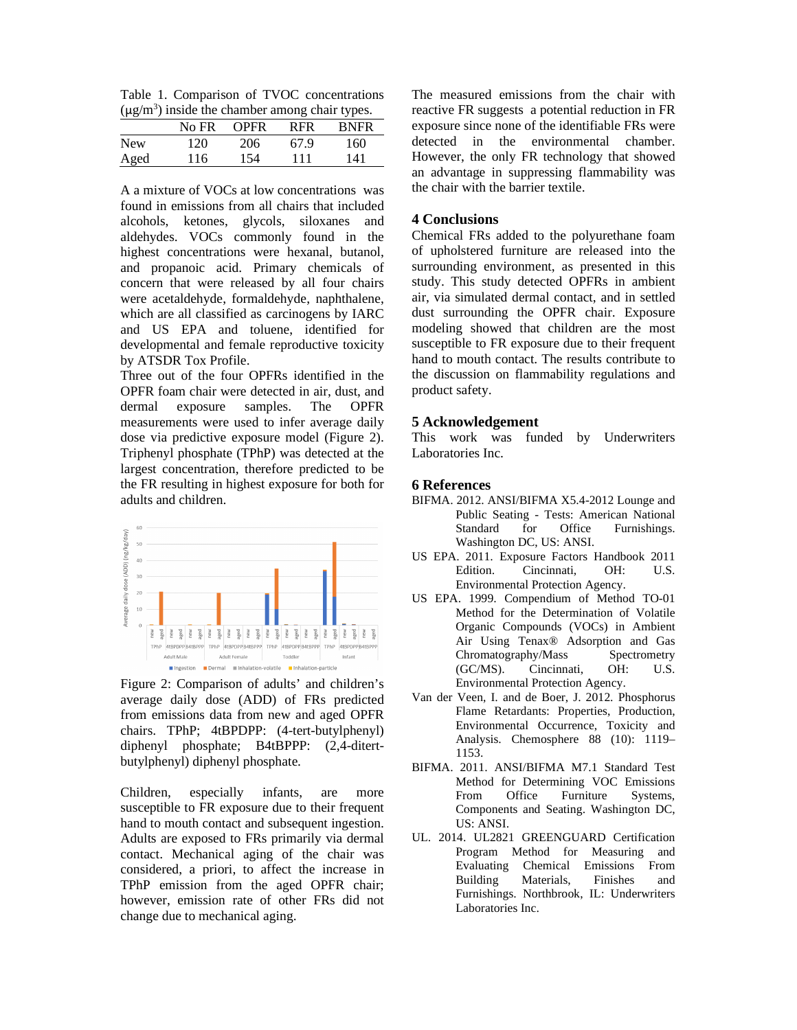Table 1. Comparison of TVOC concentrations ($\mu g/m^3$) inside the chamber among chair types.

| | No FR | OPFR | RFR | BNFR |
|---|---|---|---|---|
| New | 120 | 206 | 67.9 | 160 |
| Aged | 116 | 154 | 111 | 141 |

A a mixture of VOCs at low concentrations was found in emissions from all chairs that included alcohols, ketones, glycols, siloxanes and aldehydes. VOCs commonly found in the highest concentrations were hexanal, butanol, and propanoic acid. Primary chemicals of concern that were released by all four chairs were acetaldehyde, formaldehyde, naphthalene, which are all classified as carcinogens by IARC and US EPA and toluene, identified for developmental and female reproductive toxicity by ATSDR Tox Profile.

Three out of the four OPFRs identified in the OPFR foam chair were detected in air, dust, and dermal exposure samples. The OPFR measurements were used to infer average daily dose via predictive exposure model (Figure 2). Triphenyl phosphate (TPhP) was detected at the largest concentration, therefore predicted to be the FR resulting in highest exposure for both for adults and children.

Average daily dose (ADD) (ng/kg/day)
0
10
20
30
40
50
60
new aged new aged new aged new aged new aged new aged new aged new aged new aged new aged new aged new aged
TPhP 4tBPDPP B4tBPPP TPhP 4tBPDPP B4tBPPP TPhP 4tBPDPP B4tBPPP TPhP 4tBPDPP B4tBPPP
Adult Male Adult Female Toddler Infant
Ingestion Dermal Inhalation-volatile Inhalation-particle

Figure 2: Comparison of adults' and children's average daily dose (ADD) of FRs predicted from emissions data from new and aged OPFR chairs. TPhP; 4tBPDPP: (4-tert-butylphenyl) diphenyl phosphate; B4tBPPP: (2,4-ditert-butylphenyl) diphenyl phosphate.

Children, especially infants, are more susceptible to FR exposure due to their frequent hand to mouth contact and subsequent ingestion. Adults are exposed to FRs primarily via dermal contact. Mechanical aging of the chair was considered, a priori, to affect the increase in TPhP emission from the aged OPFR chair; however, emission rate of other FRs did not change due to mechanical aging.

The measured emissions from the chair with reactive FR suggests a potential reduction in FR exposure since none of the identifiable FRs were detected in the environmental chamber. However, the only FR technology that showed an advantage in suppressing flammability was the chair with the barrier textile.

## 4 Conclusions

Chemical FRs added to the polyurethane foam of upholstered furniture are released into the surrounding environment, as presented in this study. This study detected OPFRs in ambient air, via simulated dermal contact, and in settled dust surrounding the OPFR chair. Exposure modeling showed that children are the most susceptible to FR exposure due to their frequent hand to mouth contact. The results contribute to the discussion on flammability regulations and product safety.

## 5 Acknowledgement

This work was funded by Underwriters Laboratories Inc.

## 6 References

BIFMA. 2012. ANSI/BIFMA X5.4-2012 Lounge and Public Seating - Tests: American National Standard for Office Furnishings. Washington DC, US: ANSI.

US EPA. 2011. Exposure Factors Handbook 2011 Edition. Cincinnati, OH: U.S. Environmental Protection Agency.

US EPA. 1999. Compendium of Method TO-01 Method for the Determination of Volatile Organic Compounds (VOCs) in Ambient Air Using Tenax® Adsorption and Gas Chromatography/Mass Spectrometry (GC/MS). Cincinnati, OH: U.S. Environmental Protection Agency.

Van der Veen, I. and de Boer, J. 2012. Phosphorus Flame Retardants: Properties, Production, Environmental Occurrence, Toxicity and Analysis. Chemosphere 88 (10): 1119–1153.

BIFMA. 2011. ANSI/BIFMA M7.1 Standard Test Method for Determining VOC Emissions From Office Furniture Systems, Components and Seating. Washington DC, US: ANSI.

UL. 2014. UL2821 GREENGUARD Certification Program Method for Measuring and Evaluating Chemical Emissions From Building Materials, Finishes and Furnishings. Northbrook, IL: Underwriters Laboratories Inc.